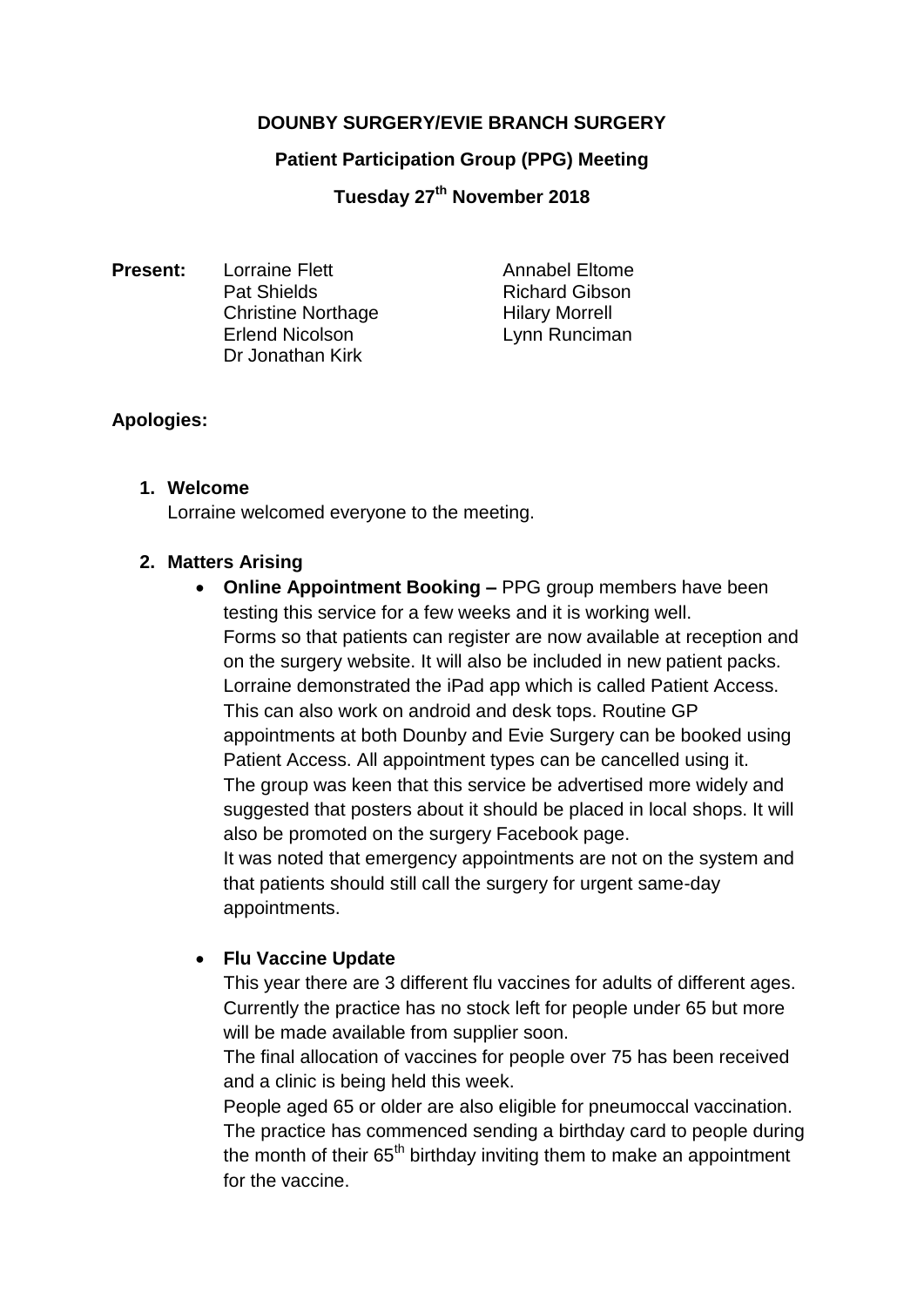**DOUNBY SURGERY/EVIE BRANCH SURGERY**

**Patient Participation Group (PPG) Meeting**

**Tuesday 27th November 2018**

**Present:**

| | |
|---|---|
| Lorraine Flett | Annabel Eltome |
| Pat Shields | Richard Gibson |
| Christine Northage | Hilary Morrell |
| Erlend Nicolson | Lynn Runciman |
| Dr Jonathan Kirk | |

**Apologies:**

1. **Welcome**
   Lorraine welcomed everyone to the meeting.

2. **Matters Arising**
   - **Online Appointment Booking –** PPG group members have been testing this service for a few weeks and it is working well.
     Forms so that patients can register are now available at reception and on the surgery website. It will also be included in new patient packs.
     Lorraine demonstrated the iPad app which is called Patient Access. This can also work on android and desk tops. Routine GP appointments at both Dounby and Evie Surgery can be booked using Patient Access. All appointment types can be cancelled using it.
     The group was keen that this service be advertised more widely and suggested that posters about it should be placed in local shops. It will also be promoted on the surgery Facebook page.
     It was noted that emergency appointments are not on the system and that patients should still call the surgery for urgent same-day appointments.

   - **Flu Vaccine Update**
     This year there are 3 different flu vaccines for adults of different ages. Currently the practice has no stock left for people under 65 but more will be made available from supplier soon.
     The final allocation of vaccines for people over 75 has been received and a clinic is being held this week.
     People aged 65 or older are also eligible for pneumoccal vaccination. The practice has commenced sending a birthday card to people during the month of their 65th birthday inviting them to make an appointment for the vaccine.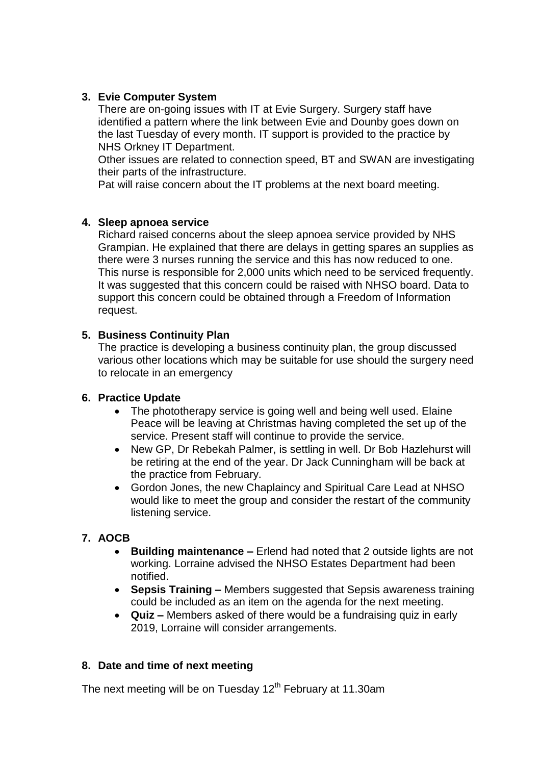3. **Evie Computer System**

   There are on-going issues with IT at Evie Surgery. Surgery staff have identified a pattern where the link between Evie and Dounby goes down on the last Tuesday of every month. IT support is provided to the practice by NHS Orkney IT Department.

   Other issues are related to connection speed, BT and SWAN are investigating their parts of the infrastructure.

   Pat will raise concern about the IT problems at the next board meeting.

4. **Sleep apnoea service**

   Richard raised concerns about the sleep apnoea service provided by NHS Grampian. He explained that there are delays in getting spares an supplies as there were 3 nurses running the service and this has now reduced to one. This nurse is responsible for 2,000 units which need to be serviced frequently. It was suggested that this concern could be raised with NHSO board. Data to support this concern could be obtained through a Freedom of Information request.

5. **Business Continuity Plan**

   The practice is developing a business continuity plan, the group discussed various other locations which may be suitable for use should the surgery need to relocate in an emergency

6. **Practice Update**

   - The phototherapy service is going well and being well used. Elaine Peace will be leaving at Christmas having completed the set up of the service. Present staff will continue to provide the service.
   - New GP, Dr Rebekah Palmer, is settling in well. Dr Bob Hazlehurst will be retiring at the end of the year. Dr Jack Cunningham will be back at the practice from February.
   - Gordon Jones, the new Chaplaincy and Spiritual Care Lead at NHSO would like to meet the group and consider the restart of the community listening service.

7. **AOCB**

   - **Building maintenance –** Erlend had noted that 2 outside lights are not working. Lorraine advised the NHSO Estates Department had been notified.
   - **Sepsis Training –** Members suggested that Sepsis awareness training could be included as an item on the agenda for the next meeting.
   - **Quiz –** Members asked of there would be a fundraising quiz in early 2019, Lorraine will consider arrangements.

8. **Date and time of next meeting**

The next meeting will be on Tuesday 12th February at 11.30am